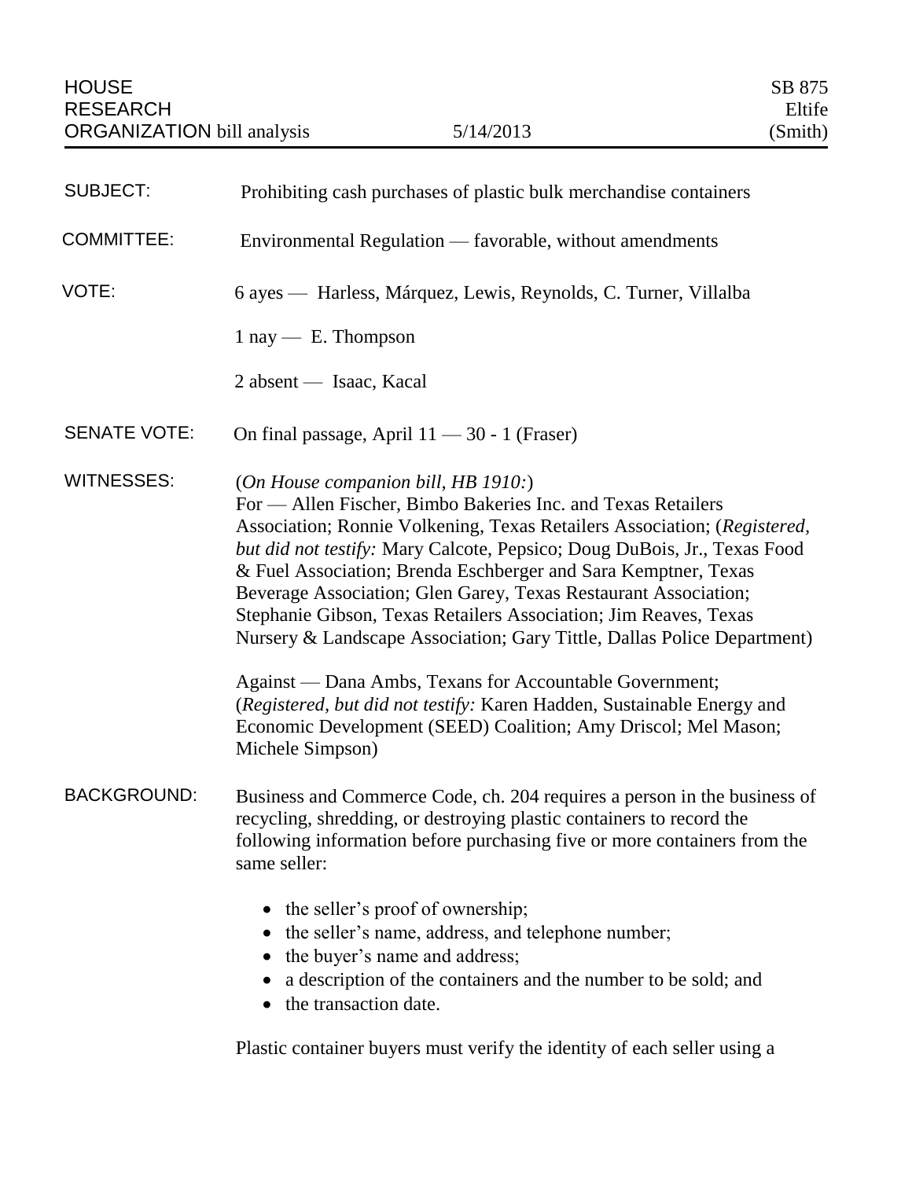HOUSE RESEARCH ORGANIZATION bill analysis — 5/14/2013 — SB 875 Eltife (Smith)

**SUBJECT:** Prohibiting cash purchases of plastic bulk merchandise containers

**COMMITTEE:** Environmental Regulation — favorable, without amendments

**VOTE:** 6 ayes — Harless, Márquez, Lewis, Reynolds, C. Turner, Villalba

1 nay — E. Thompson

2 absent — Isaac, Kacal

**SENATE VOTE:** On final passage, April 11 — 30 - 1 (Fraser)

**WITNESSES:** (*On House companion bill, HB 1910:*)
For — Allen Fischer, Bimbo Bakeries Inc. and Texas Retailers Association; Ronnie Volkening, Texas Retailers Association; (*Registered, but did not testify:* Mary Calcote, Pepsico; Doug DuBois, Jr., Texas Food & Fuel Association; Brenda Eschberger and Sara Kemptner, Texas Beverage Association; Glen Garey, Texas Restaurant Association; Stephanie Gibson, Texas Retailers Association; Jim Reaves, Texas Nursery & Landscape Association; Gary Tittle, Dallas Police Department)

Against — Dana Ambs, Texans for Accountable Government; (*Registered, but did not testify:* Karen Hadden, Sustainable Energy and Economic Development (SEED) Coalition; Amy Driscol; Mel Mason; Michele Simpson)

**BACKGROUND:** Business and Commerce Code, ch. 204 requires a person in the business of recycling, shredding, or destroying plastic containers to record the following information before purchasing five or more containers from the same seller:

- the seller's proof of ownership;
- the seller's name, address, and telephone number;
- the buyer's name and address;
- a description of the containers and the number to be sold; and
- the transaction date.

Plastic container buyers must verify the identity of each seller using a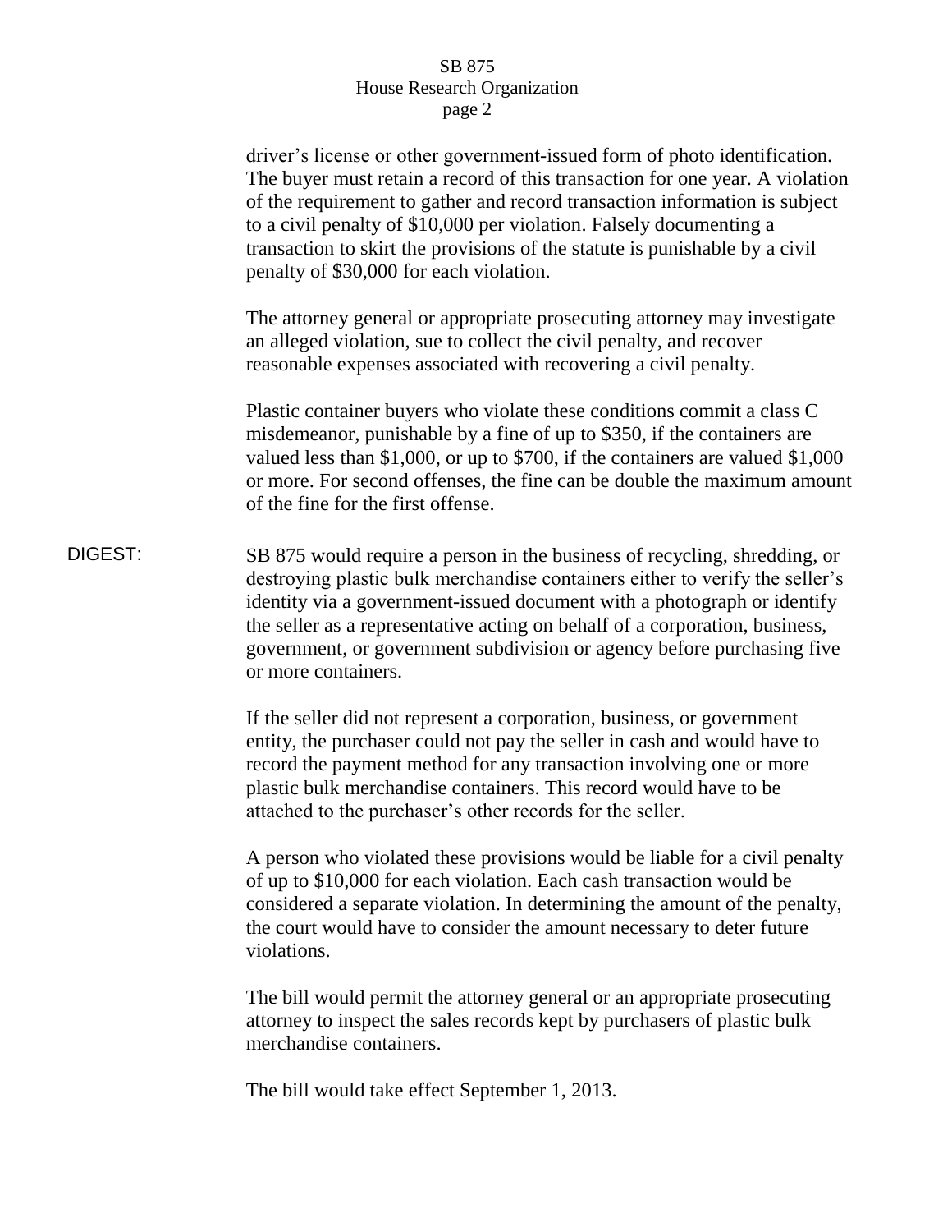driver's license or other government-issued form of photo identification. The buyer must retain a record of this transaction for one year. A violation of the requirement to gather and record transaction information is subject to a civil penalty of $10,000 per violation. Falsely documenting a transaction to skirt the provisions of the statute is punishable by a civil penalty of $30,000 for each violation.

The attorney general or appropriate prosecuting attorney may investigate an alleged violation, sue to collect the civil penalty, and recover reasonable expenses associated with recovering a civil penalty.

Plastic container buyers who violate these conditions commit a class C misdemeanor, punishable by a fine of up to $350, if the containers are valued less than $1,000, or up to $700, if the containers are valued $1,000 or more. For second offenses, the fine can be double the maximum amount of the fine for the first offense.

**DIGEST:**

SB 875 would require a person in the business of recycling, shredding, or destroying plastic bulk merchandise containers either to verify the seller's identity via a government-issued document with a photograph or identify the seller as a representative acting on behalf of a corporation, business, government, or government subdivision or agency before purchasing five or more containers.

If the seller did not represent a corporation, business, or government entity, the purchaser could not pay the seller in cash and would have to record the payment method for any transaction involving one or more plastic bulk merchandise containers. This record would have to be attached to the purchaser's other records for the seller.

A person who violated these provisions would be liable for a civil penalty of up to $10,000 for each violation. Each cash transaction would be considered a separate violation. In determining the amount of the penalty, the court would have to consider the amount necessary to deter future violations.

The bill would permit the attorney general or an appropriate prosecuting attorney to inspect the sales records kept by purchasers of plastic bulk merchandise containers.

The bill would take effect September 1, 2013.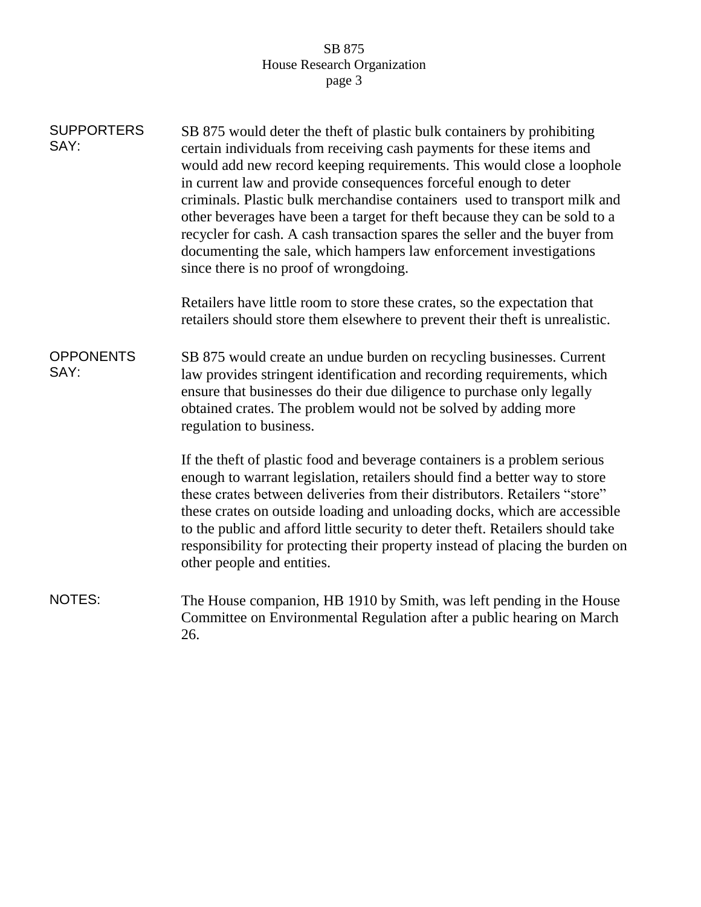**SUPPORTERS SAY:**

SB 875 would deter the theft of plastic bulk containers by prohibiting certain individuals from receiving cash payments for these items and would add new record keeping requirements. This would close a loophole in current law and provide consequences forceful enough to deter criminals. Plastic bulk merchandise containers used to transport milk and other beverages have been a target for theft because they can be sold to a recycler for cash. A cash transaction spares the seller and the buyer from documenting the sale, which hampers law enforcement investigations since there is no proof of wrongdoing.

Retailers have little room to store these crates, so the expectation that retailers should store them elsewhere to prevent their theft is unrealistic.

**OPPONENTS SAY:**

SB 875 would create an undue burden on recycling businesses. Current law provides stringent identification and recording requirements, which ensure that businesses do their due diligence to purchase only legally obtained crates. The problem would not be solved by adding more regulation to business.

If the theft of plastic food and beverage containers is a problem serious enough to warrant legislation, retailers should find a better way to store these crates between deliveries from their distributors. Retailers "store" these crates on outside loading and unloading docks, which are accessible to the public and afford little security to deter theft. Retailers should take responsibility for protecting their property instead of placing the burden on other people and entities.

**NOTES:**

The House companion, HB 1910 by Smith, was left pending in the House Committee on Environmental Regulation after a public hearing on March 26.